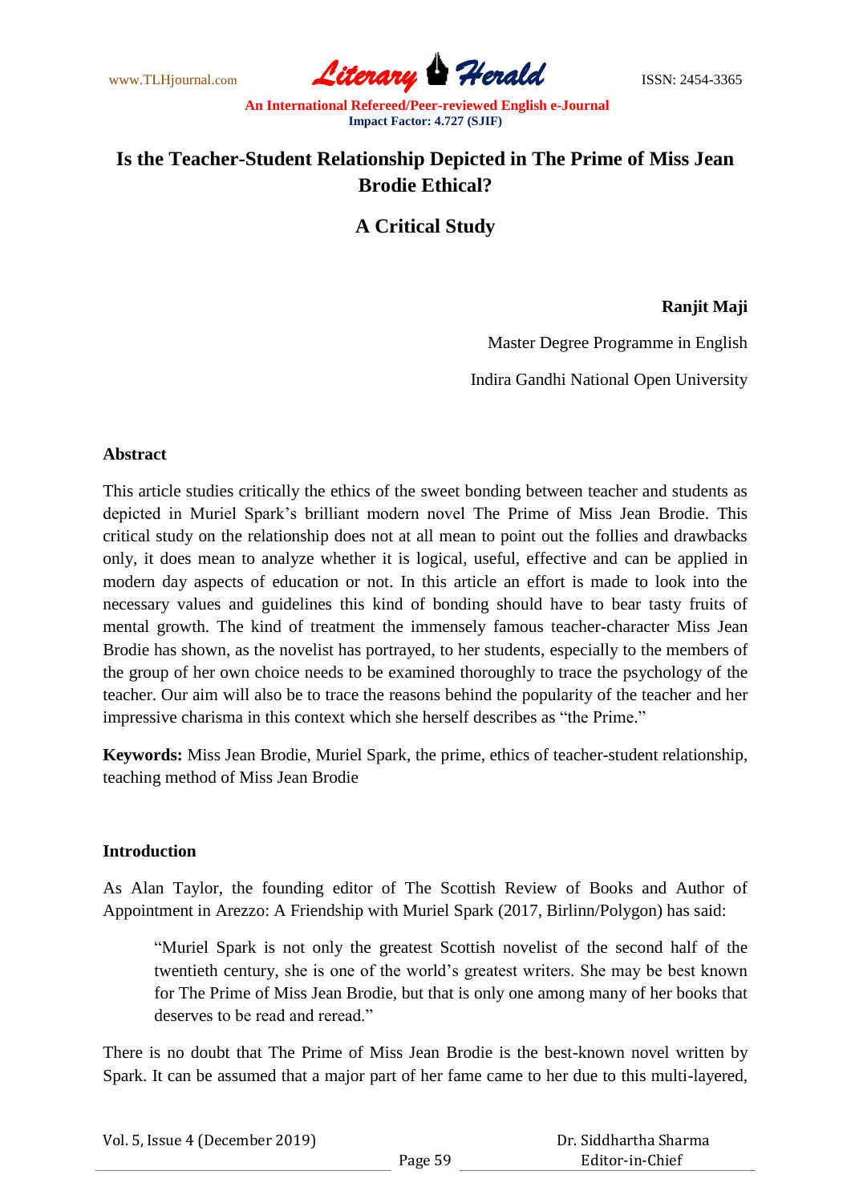# Is the Teacher-Student Relationship Depicted in The Prime of Miss Jean Brodie Ethical?

## A Critical Study

**Ranjit Maji**

Master Degree Programme in English

Indira Gandhi National Open University

### Abstract

This article studies critically the ethics of the sweet bonding between teacher and students as depicted in Muriel Spark's brilliant modern novel The Prime of Miss Jean Brodie. This critical study on the relationship does not at all mean to point out the follies and drawbacks only, it does mean to analyze whether it is logical, useful, effective and can be applied in modern day aspects of education or not. In this article an effort is made to look into the necessary values and guidelines this kind of bonding should have to bear tasty fruits of mental growth. The kind of treatment the immensely famous teacher-character Miss Jean Brodie has shown, as the novelist has portrayed, to her students, especially to the members of the group of her own choice needs to be examined thoroughly to trace the psychology of the teacher. Our aim will also be to trace the reasons behind the popularity of the teacher and her impressive charisma in this context which she herself describes as "the Prime."

**Keywords:** Miss Jean Brodie, Muriel Spark, the prime, ethics of teacher-student relationship, teaching method of Miss Jean Brodie

### Introduction

As Alan Taylor, the founding editor of The Scottish Review of Books and Author of Appointment in Arezzo: A Friendship with Muriel Spark (2017, Birlinn/Polygon) has said:

> "Muriel Spark is not only the greatest Scottish novelist of the second half of the twentieth century, she is one of the world's greatest writers. She may be best known for The Prime of Miss Jean Brodie, but that is only one among many of her books that deserves to be read and reread."

There is no doubt that The Prime of Miss Jean Brodie is the best-known novel written by Spark. It can be assumed that a major part of her fame came to her due to this multi-layered,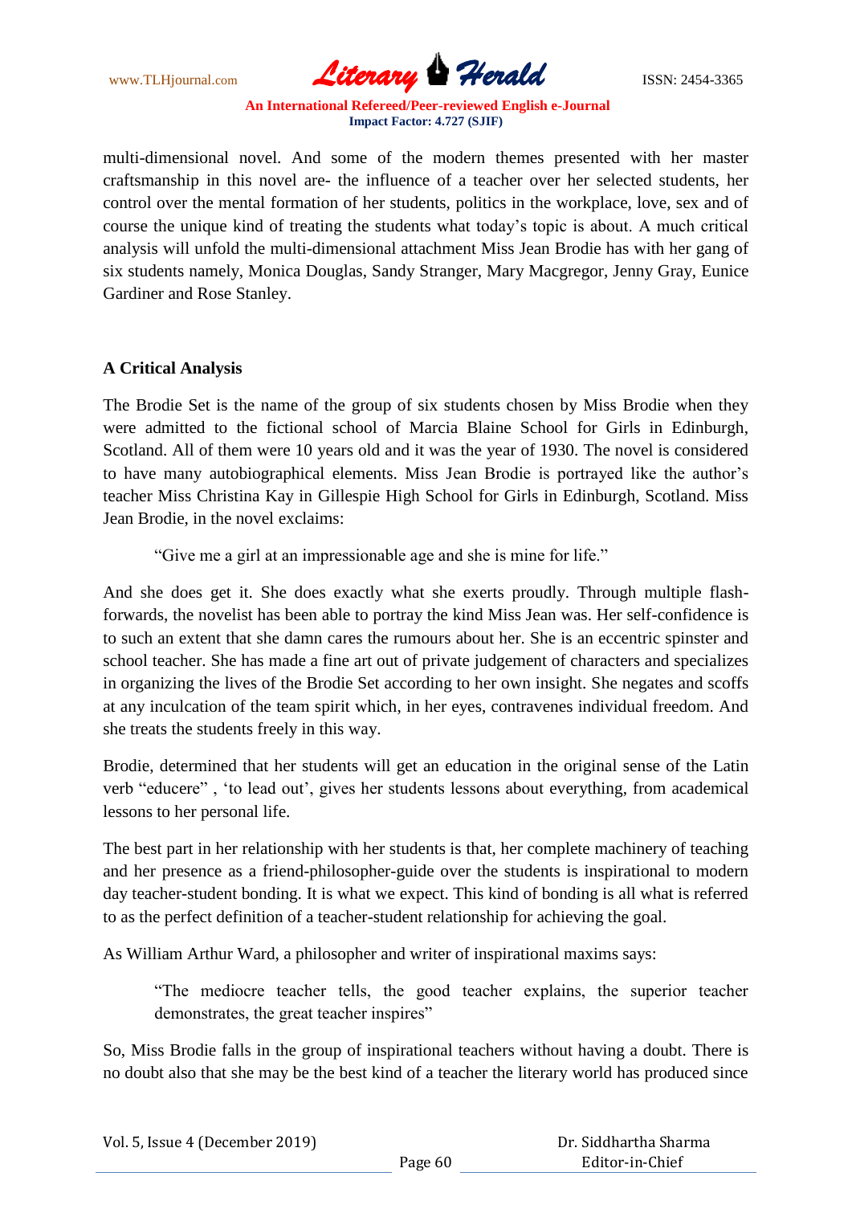multi-dimensional novel. And some of the modern themes presented with her master craftsmanship in this novel are- the influence of a teacher over her selected students, her control over the mental formation of her students, politics in the workplace, love, sex and of course the unique kind of treating the students what today's topic is about. A much critical analysis will unfold the multi-dimensional attachment Miss Jean Brodie has with her gang of six students namely, Monica Douglas, Sandy Stranger, Mary Macgregor, Jenny Gray, Eunice Gardiner and Rose Stanley.

## A Critical Analysis

The Brodie Set is the name of the group of six students chosen by Miss Brodie when they were admitted to the fictional school of Marcia Blaine School for Girls in Edinburgh, Scotland. All of them were 10 years old and it was the year of 1930. The novel is considered to have many autobiographical elements. Miss Jean Brodie is portrayed like the author's teacher Miss Christina Kay in Gillespie High School for Girls in Edinburgh, Scotland. Miss Jean Brodie, in the novel exclaims:

> "Give me a girl at an impressionable age and she is mine for life."

And she does get it. She does exactly what she exerts proudly. Through multiple flash-forwards, the novelist has been able to portray the kind Miss Jean was. Her self-confidence is to such an extent that she damn cares the rumours about her. She is an eccentric spinster and school teacher. She has made a fine art out of private judgement of characters and specializes in organizing the lives of the Brodie Set according to her own insight. She negates and scoffs at any inculcation of the team spirit which, in her eyes, contravenes individual freedom. And she treats the students freely in this way.

Brodie, determined that her students will get an education in the original sense of the Latin verb "educere" , 'to lead out', gives her students lessons about everything, from academical lessons to her personal life.

The best part in her relationship with her students is that, her complete machinery of teaching and her presence as a friend-philosopher-guide over the students is inspirational to modern day teacher-student bonding. It is what we expect. This kind of bonding is all what is referred to as the perfect definition of a teacher-student relationship for achieving the goal.

As William Arthur Ward, a philosopher and writer of inspirational maxims says:

> "The mediocre teacher tells, the good teacher explains, the superior teacher demonstrates, the great teacher inspires"

So, Miss Brodie falls in the group of inspirational teachers without having a doubt. There is no doubt also that she may be the best kind of a teacher the literary world has produced since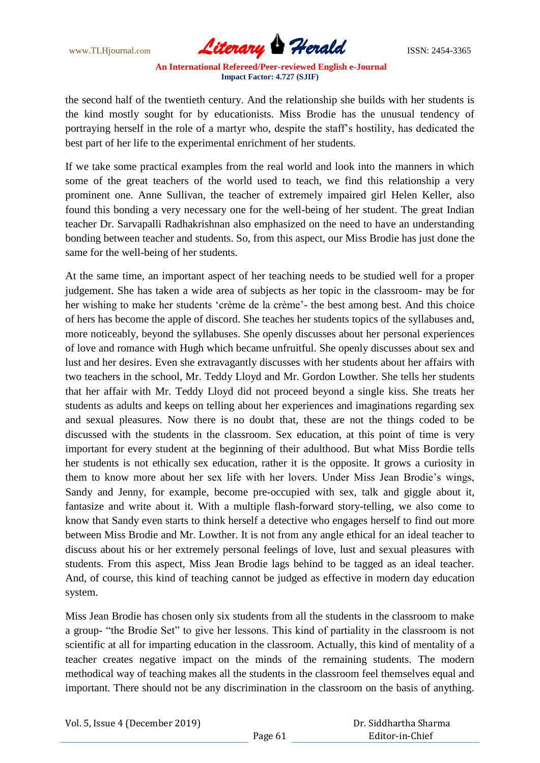the second half of the twentieth century. And the relationship she builds with her students is the kind mostly sought for by educationists. Miss Brodie has the unusual tendency of portraying herself in the role of a martyr who, despite the staff's hostility, has dedicated the best part of her life to the experimental enrichment of her students.

If we take some practical examples from the real world and look into the manners in which some of the great teachers of the world used to teach, we find this relationship a very prominent one. Anne Sullivan, the teacher of extremely impaired girl Helen Keller, also found this bonding a very necessary one for the well-being of her student. The great Indian teacher Dr. Sarvapalli Radhakrishnan also emphasized on the need to have an understanding bonding between teacher and students. So, from this aspect, our Miss Brodie has just done the same for the well-being of her students.

At the same time, an important aspect of her teaching needs to be studied well for a proper judgement. She has taken a wide area of subjects as her topic in the classroom- may be for her wishing to make her students 'crème de la crème'- the best among best. And this choice of hers has become the apple of discord. She teaches her students topics of the syllabuses and, more noticeably, beyond the syllabuses. She openly discusses about her personal experiences of love and romance with Hugh which became unfruitful. She openly discusses about sex and lust and her desires. Even she extravagantly discusses with her students about her affairs with two teachers in the school, Mr. Teddy Lloyd and Mr. Gordon Lowther. She tells her students that her affair with Mr. Teddy Lloyd did not proceed beyond a single kiss. She treats her students as adults and keeps on telling about her experiences and imaginations regarding sex and sexual pleasures. Now there is no doubt that, these are not the things coded to be discussed with the students in the classroom. Sex education, at this point of time is very important for every student at the beginning of their adulthood. But what Miss Bordie tells her students is not ethically sex education, rather it is the opposite. It grows a curiosity in them to know more about her sex life with her lovers. Under Miss Jean Brodie's wings, Sandy and Jenny, for example, become pre-occupied with sex, talk and giggle about it, fantasize and write about it. With a multiple flash-forward story-telling, we also come to know that Sandy even starts to think herself a detective who engages herself to find out more between Miss Brodie and Mr. Lowther. It is not from any angle ethical for an ideal teacher to discuss about his or her extremely personal feelings of love, lust and sexual pleasures with students. From this aspect, Miss Jean Brodie lags behind to be tagged as an ideal teacher. And, of course, this kind of teaching cannot be judged as effective in modern day education system.

Miss Jean Brodie has chosen only six students from all the students in the classroom to make a group- "the Brodie Set" to give her lessons. This kind of partiality in the classroom is not scientific at all for imparting education in the classroom. Actually, this kind of mentality of a teacher creates negative impact on the minds of the remaining students. The modern methodical way of teaching makes all the students in the classroom feel themselves equal and important. There should not be any discrimination in the classroom on the basis of anything.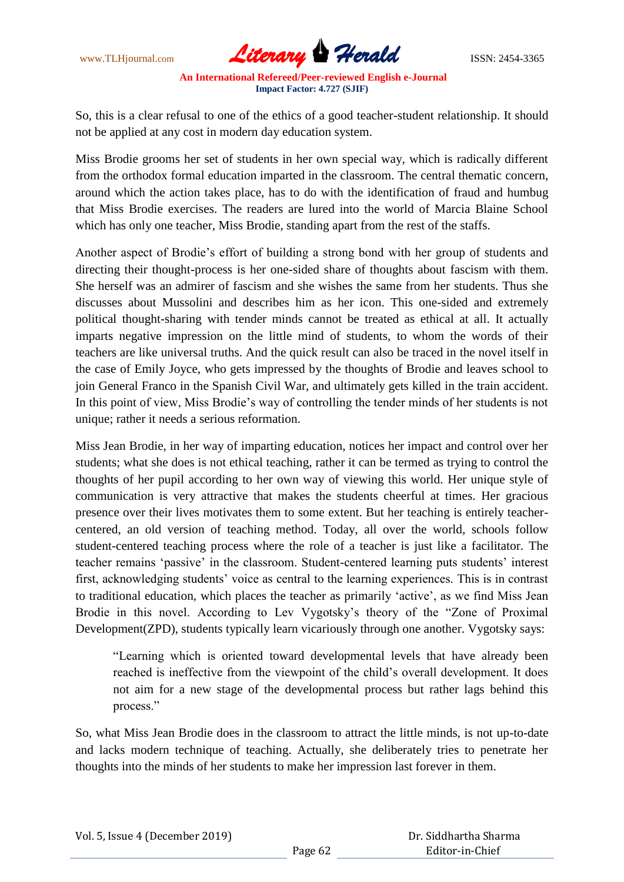So, this is a clear refusal to one of the ethics of a good teacher-student relationship. It should not be applied at any cost in modern day education system.

Miss Brodie grooms her set of students in her own special way, which is radically different from the orthodox formal education imparted in the classroom. The central thematic concern, around which the action takes place, has to do with the identification of fraud and humbug that Miss Brodie exercises. The readers are lured into the world of Marcia Blaine School which has only one teacher, Miss Brodie, standing apart from the rest of the staffs.

Another aspect of Brodie's effort of building a strong bond with her group of students and directing their thought-process is her one-sided share of thoughts about fascism with them. She herself was an admirer of fascism and she wishes the same from her students. Thus she discusses about Mussolini and describes him as her icon. This one-sided and extremely political thought-sharing with tender minds cannot be treated as ethical at all. It actually imparts negative impression on the little mind of students, to whom the words of their teachers are like universal truths. And the quick result can also be traced in the novel itself in the case of Emily Joyce, who gets impressed by the thoughts of Brodie and leaves school to join General Franco in the Spanish Civil War, and ultimately gets killed in the train accident. In this point of view, Miss Brodie's way of controlling the tender minds of her students is not unique; rather it needs a serious reformation.

Miss Jean Brodie, in her way of imparting education, notices her impact and control over her students; what she does is not ethical teaching, rather it can be termed as trying to control the thoughts of her pupil according to her own way of viewing this world. Her unique style of communication is very attractive that makes the students cheerful at times. Her gracious presence over their lives motivates them to some extent. But her teaching is entirely teacher-centered, an old version of teaching method. Today, all over the world, schools follow student-centered teaching process where the role of a teacher is just like a facilitator. The teacher remains 'passive' in the classroom. Student-centered learning puts students' interest first, acknowledging students' voice as central to the learning experiences. This is in contrast to traditional education, which places the teacher as primarily 'active', as we find Miss Jean Brodie in this novel. According to Lev Vygotsky's theory of the "Zone of Proximal Development(ZPD), students typically learn vicariously through one another. Vygotsky says:

> "Learning which is oriented toward developmental levels that have already been reached is ineffective from the viewpoint of the child's overall development. It does not aim for a new stage of the developmental process but rather lags behind this process."

So, what Miss Jean Brodie does in the classroom to attract the little minds, is not up-to-date and lacks modern technique of teaching. Actually, she deliberately tries to penetrate her thoughts into the minds of her students to make her impression last forever in them.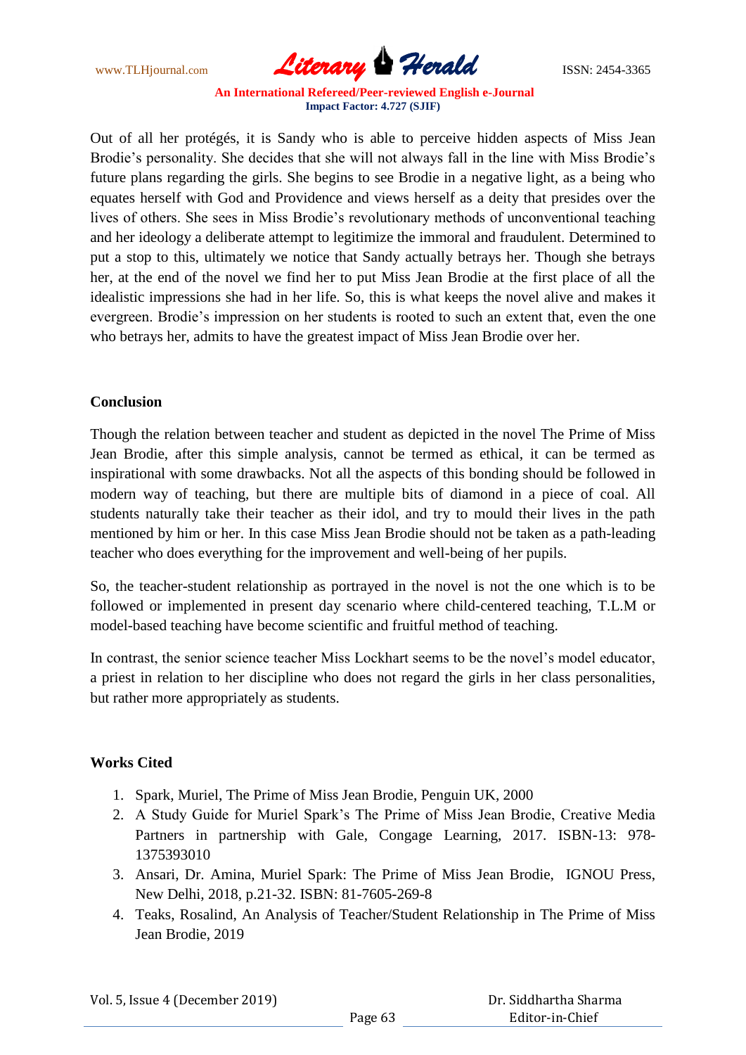Out of all her protégés, it is Sandy who is able to perceive hidden aspects of Miss Jean Brodie's personality. She decides that she will not always fall in the line with Miss Brodie's future plans regarding the girls. She begins to see Brodie in a negative light, as a being who equates herself with God and Providence and views herself as a deity that presides over the lives of others. She sees in Miss Brodie's revolutionary methods of unconventional teaching and her ideology a deliberate attempt to legitimize the immoral and fraudulent. Determined to put a stop to this, ultimately we notice that Sandy actually betrays her. Though she betrays her, at the end of the novel we find her to put Miss Jean Brodie at the first place of all the idealistic impressions she had in her life. So, this is what keeps the novel alive and makes it evergreen. Brodie's impression on her students is rooted to such an extent that, even the one who betrays her, admits to have the greatest impact of Miss Jean Brodie over her.

## Conclusion

Though the relation between teacher and student as depicted in the novel The Prime of Miss Jean Brodie, after this simple analysis, cannot be termed as ethical, it can be termed as inspirational with some drawbacks. Not all the aspects of this bonding should be followed in modern way of teaching, but there are multiple bits of diamond in a piece of coal. All students naturally take their teacher as their idol, and try to mould their lives in the path mentioned by him or her. In this case Miss Jean Brodie should not be taken as a path-leading teacher who does everything for the improvement and well-being of her pupils.

So, the teacher-student relationship as portrayed in the novel is not the one which is to be followed or implemented in present day scenario where child-centered teaching, T.L.M or model-based teaching have become scientific and fruitful method of teaching.

In contrast, the senior science teacher Miss Lockhart seems to be the novel's model educator, a priest in relation to her discipline who does not regard the girls in her class personalities, but rather more appropriately as students.

## Works Cited

1. Spark, Muriel, The Prime of Miss Jean Brodie, Penguin UK, 2000
2. A Study Guide for Muriel Spark's The Prime of Miss Jean Brodie, Creative Media Partners in partnership with Gale, Congage Learning, 2017. ISBN-13: 978-1375393010
3. Ansari, Dr. Amina, Muriel Spark: The Prime of Miss Jean Brodie, IGNOU Press, New Delhi, 2018, p.21-32. ISBN: 81-7605-269-8
4. Teaks, Rosalind, An Analysis of Teacher/Student Relationship in The Prime of Miss Jean Brodie, 2019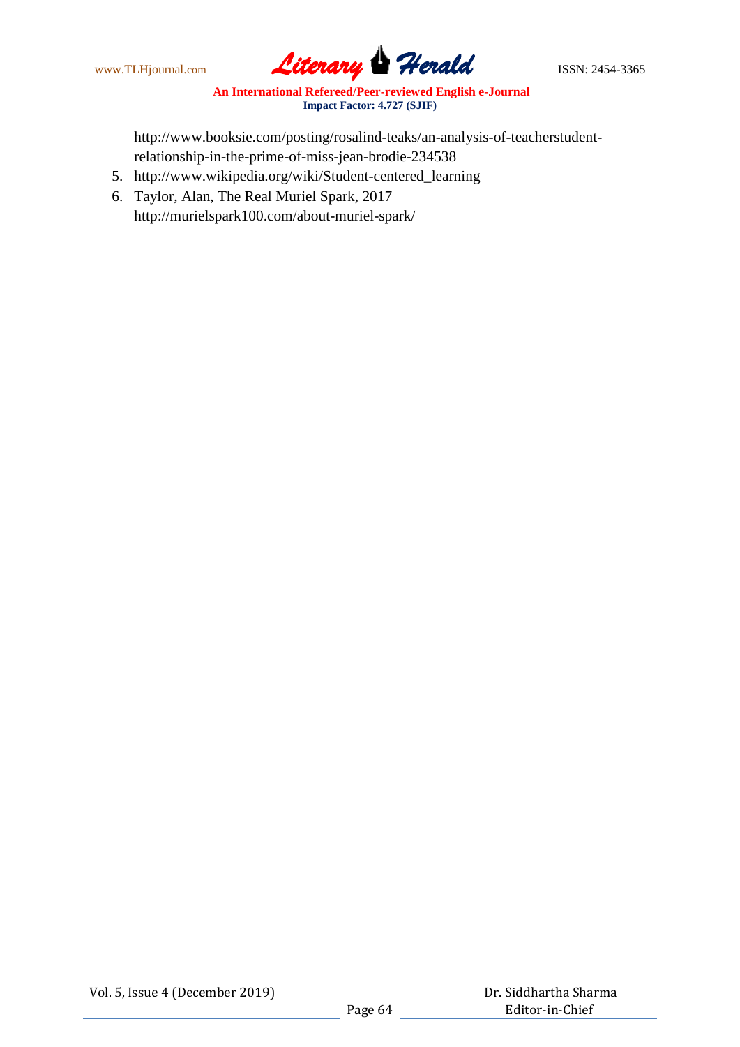http://www.booksie.com/posting/rosalind-teaks/an-analysis-of-teacherstudent-relationship-in-the-prime-of-miss-jean-brodie-234538

5. http://www.wikipedia.org/wiki/Student-centered_learning
6. Taylor, Alan, The Real Muriel Spark, 2017 http://murielspark100.com/about-muriel-spark/